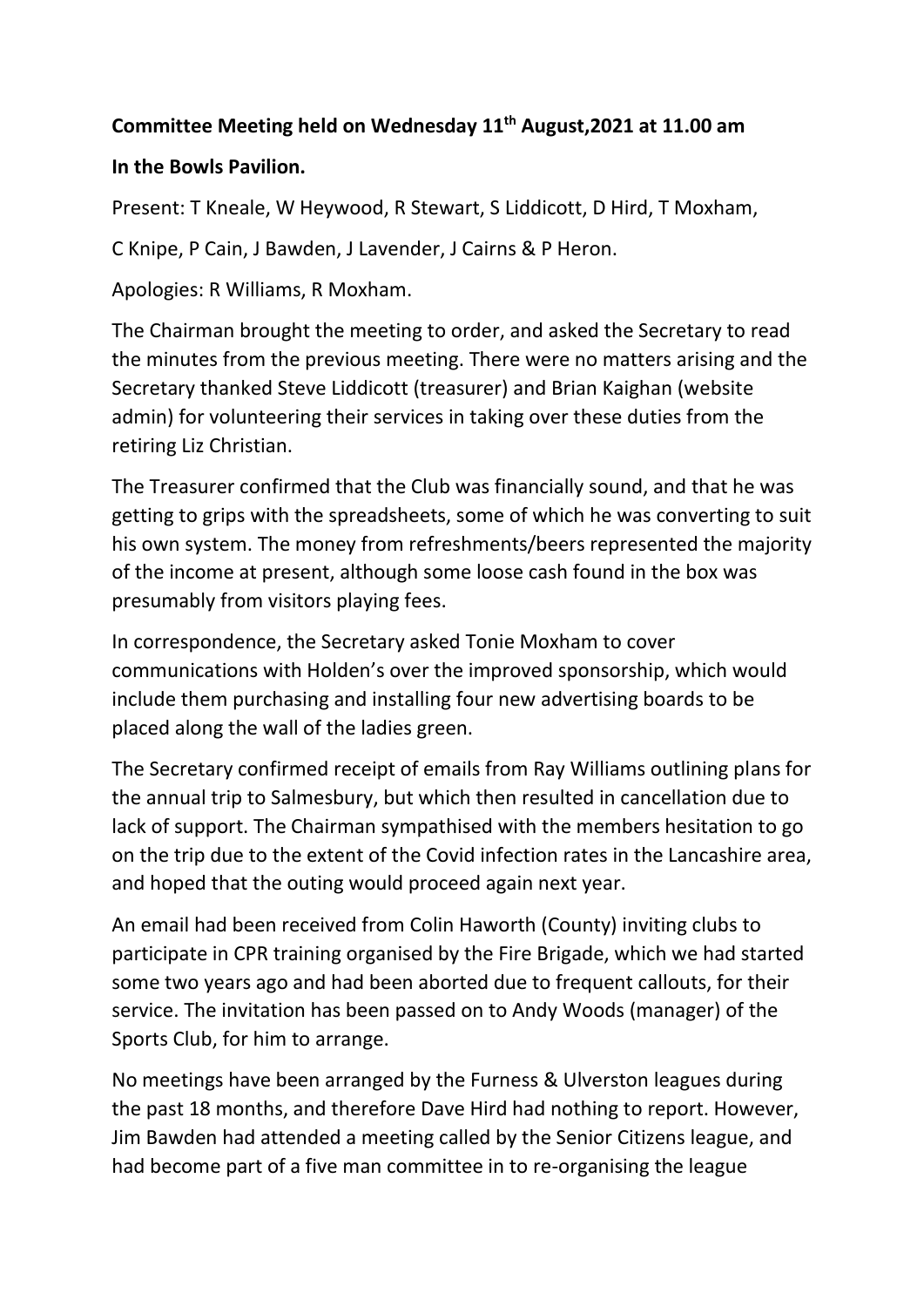**Committee Meeting held on Wednesday 11th August,2021 at 11.00 am**

**In the Bowls Pavilion.**

Present: T Kneale, W Heywood, R Stewart, S Liddicott, D Hird, T Moxham,

C Knipe, P Cain, J Bawden, J Lavender, J Cairns & P Heron.

Apologies: R Williams, R Moxham.

The Chairman brought the meeting to order, and asked the Secretary to read the minutes from the previous meeting. There were no matters arising and the Secretary thanked Steve Liddicott (treasurer) and Brian Kaighan (website admin) for volunteering their services in taking over these duties from the retiring Liz Christian.

The Treasurer confirmed that the Club was financially sound, and that he was getting to grips with the spreadsheets, some of which he was converting to suit his own system. The money from refreshments/beers represented the majority of the income at present, although some loose cash found in the box was presumably from visitors playing fees.

In correspondence, the Secretary asked Tonie Moxham to cover communications with Holden's over the improved sponsorship, which would include them purchasing and installing four new advertising boards to be placed along the wall of the ladies green.

The Secretary confirmed receipt of emails from Ray Williams outlining plans for the annual trip to Salmesbury, but which then resulted in cancellation due to lack of support. The Chairman sympathised with the members hesitation to go on the trip due to the extent of the Covid infection rates in the Lancashire area, and hoped that the outing would proceed again next year.

An email had been received from Colin Haworth (County) inviting clubs to participate in CPR training organised by the Fire Brigade, which we had started some two years ago and had been aborted due to frequent callouts, for their service. The invitation has been passed on to Andy Woods (manager) of the Sports Club, for him to arrange.

No meetings have been arranged by the Furness & Ulverston leagues during the past 18 months, and therefore Dave Hird had nothing to report. However, Jim Bawden had attended a meeting called by the Senior Citizens league, and had become part of a five man committee in to re-organising the league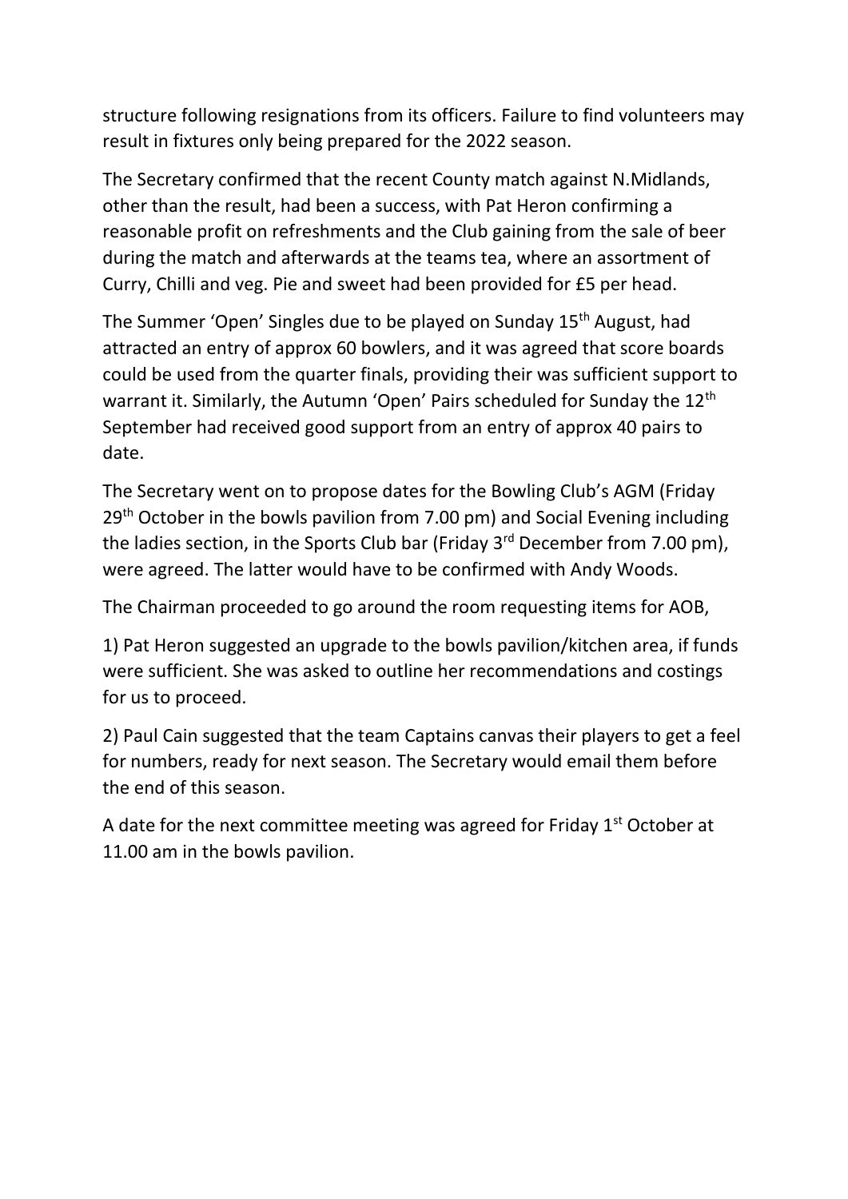structure following resignations from its officers. Failure to find volunteers may result in fixtures only being prepared for the 2022 season.

The Secretary confirmed that the recent County match against N.Midlands, other than the result, had been a success, with Pat Heron confirming a reasonable profit on refreshments and the Club gaining from the sale of beer during the match and afterwards at the teams tea, where an assortment of Curry, Chilli and veg. Pie and sweet had been provided for £5 per head.

The Summer 'Open' Singles due to be played on Sunday 15th August, had attracted an entry of approx 60 bowlers, and it was agreed that score boards could be used from the quarter finals, providing their was sufficient support to warrant it. Similarly, the Autumn 'Open' Pairs scheduled for Sunday the 12th September had received good support from an entry of approx 40 pairs to date.

The Secretary went on to propose dates for the Bowling Club's AGM (Friday 29th October in the bowls pavilion from 7.00 pm) and Social Evening including the ladies section, in the Sports Club bar (Friday 3rd December from 7.00 pm), were agreed. The latter would have to be confirmed with Andy Woods.

The Chairman proceeded to go around the room requesting items for AOB,

1) Pat Heron suggested an upgrade to the bowls pavilion/kitchen area, if funds were sufficient. She was asked to outline her recommendations and costings for us to proceed.

2) Paul Cain suggested that the team Captains canvas their players to get a feel for numbers, ready for next season. The Secretary would email them before the end of this season.

A date for the next committee meeting was agreed for Friday 1st October at 11.00 am in the bowls pavilion.